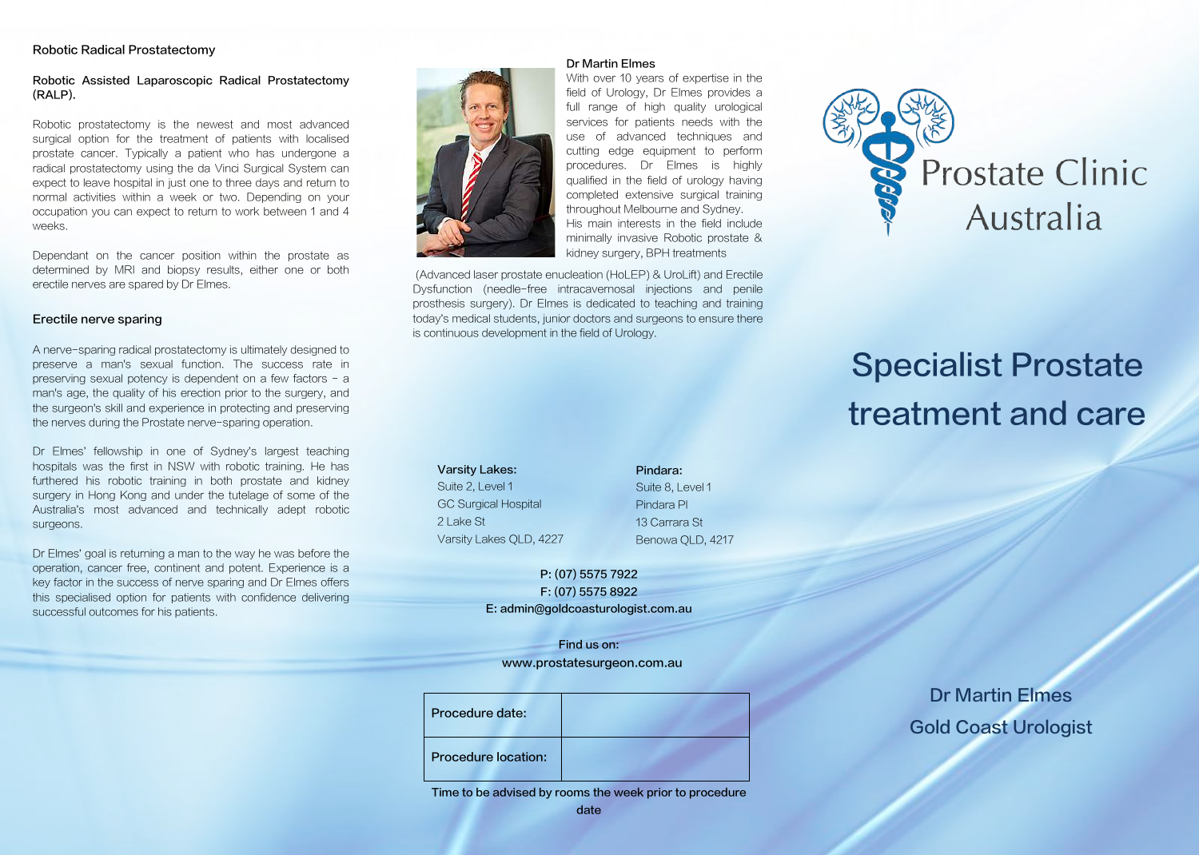## Robotic Radical Prostatectomy

### Robotic Assisted Laparoscopic Radical Prostatectomy (RALP).

Robotic prostatectomy is the newest and most advanced surgical option for the treatment of patients with localised prostate cancer. Typically a patient who has undergone a radical prostatectomy using the da Vinci Surgical System can expect to leave hospital in just one to three days and return to normal activities within a week or two. Depending on your occupation you can expect to return to work between 1 and 4 weeks.

Dependant on the cancer position within the prostate as determined by MRI and biopsy results, either one or both erectile nerves are spared by Dr Elmes.

### Erectile nerve sparing

A nerve-sparing radical prostatectomy is ultimately designed to preserve a man's sexual function. The success rate in preserving sexual potency is dependent on a few factors - a man's age, the quality of his erection prior to the surgery, and the surgeon's skill and experience in protecting and preserving the nerves during the Prostate nerve-sparing operation.

Dr Elmes' fellowship in one of Sydney's largest teaching hospitals was the first in NSW with robotic training. He has furthered his robotic training in both prostate and kidney surgery in Hong Kong and under the tutelage of some of the Australia's most advanced and technically adept robotic surgeons.

Dr Elmes' goal is returning a man to the way he was before the operation, cancer free, continent and potent. Experience is a key factor in the success of nerve sparing and Dr Elmes offers this specialised option for patients with confidence delivering successful outcomes for his patients.

### Dr Martin Elmes

With over 10 years of expertise in the field of Urology, Dr Elmes provides a full range of high quality urological services for patients needs with the use of advanced techniques and cutting edge equipment to perform procedures. Dr Elmes is highly qualified in the field of urology having completed extensive surgical training throughout Melbourne and Sydney. His main interests in the field include minimally invasive Robotic prostate & kidney surgery, BPH treatments (Advanced laser prostate enucleation (HoLEP) & UroLift) and Erectile Dysfunction (needle-free intracavernosal injections and penile prosthesis surgery). Dr Elmes is dedicated to teaching and training today's medical students, junior doctors and surgeons to ensure there is continuous development in the field of Urology.

**Varsity Lakes:**
Suite 2, Level 1
GC Surgical Hospital
2 Lake St
Varsity Lakes QLD, 4227

**Pindara:**
Suite 8, Level 1
Pindara Pl
13 Carrara St
Benowa QLD, 4217

**P: (07) 5575 7922**
**F: (07) 5575 8922**
**E: admin@goldcoasturologist.com.au**

**Find us on:**
**www.prostatesurgeon.com.au**

| Procedure date: | |
|---|---|
| Procedure location: | |

Time to be advised by rooms the week prior to procedure date

# Prostate Clinic Australia

# Specialist Prostate treatment and care

## Dr Martin Elmes
## Gold Coast Urologist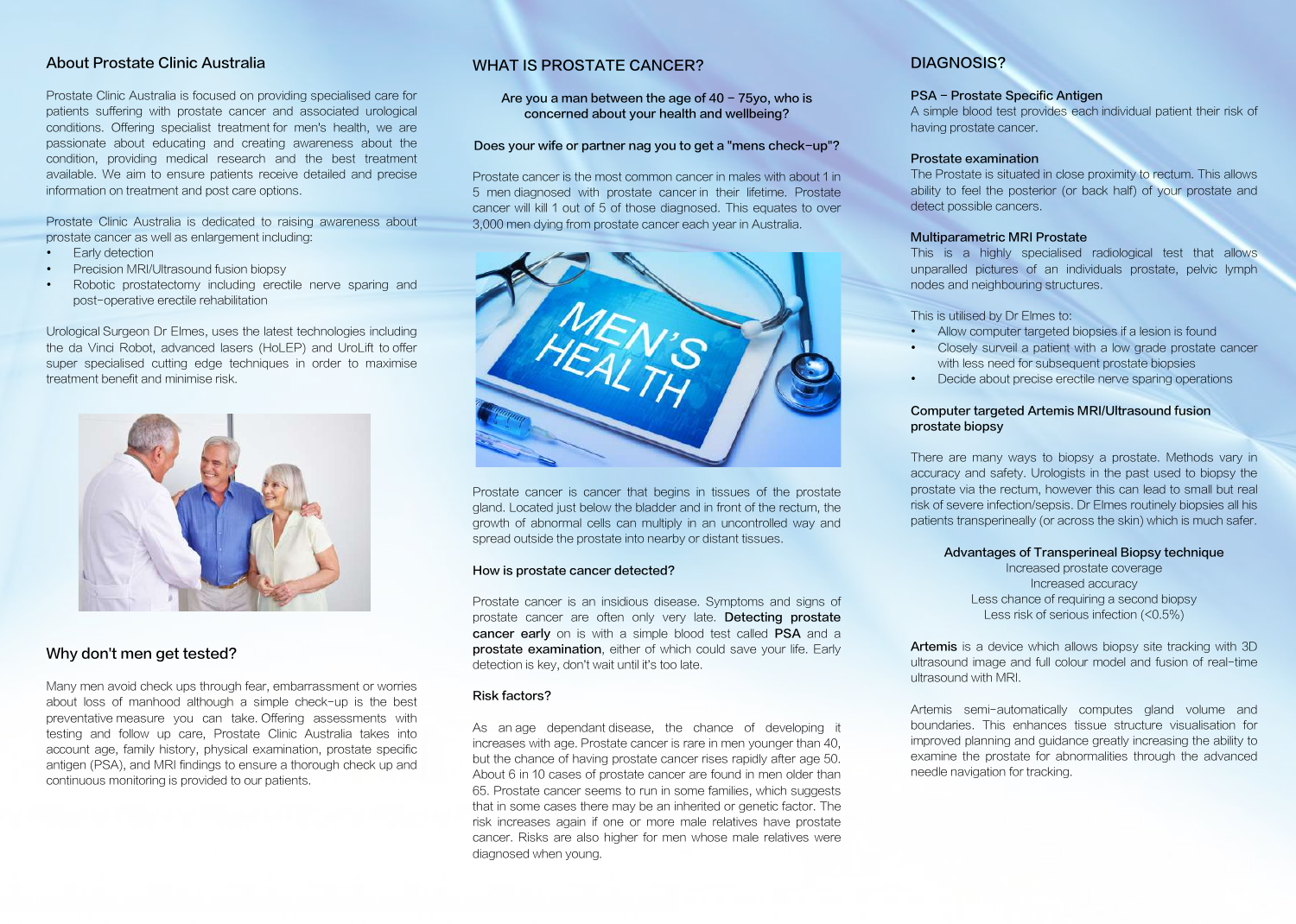## About Prostate Clinic Australia

Prostate Clinic Australia is focused on providing specialised care for patients suffering with prostate cancer and associated urological conditions. Offering specialist treatment for men's health, we are passionate about educating and creating awareness about the condition, providing medical research and the best treatment available. We aim to ensure patients receive detailed and precise information on treatment and post care options.

Prostate Clinic Australia is dedicated to raising awareness about prostate cancer as well as enlargement including:

- Early detection
- Precision MRI/Ultrasound fusion biopsy
- Robotic prostatectomy including erectile nerve sparing and post-operative erectile rehabilitation

Urological Surgeon Dr Elmes, uses the latest technologies including the da Vinci Robot, advanced lasers (HoLEP) and UroLift to offer super specialised cutting edge techniques in order to maximise treatment benefit and minimise risk.

## Why don't men get tested?

Many men avoid check ups through fear, embarrassment or worries about loss of manhood although a simple check-up is the best preventative measure you can take. Offering assessments with testing and follow up care, Prostate Clinic Australia takes into account age, family history, physical examination, prostate specific antigen (PSA), and MRI findings to ensure a thorough check up and continuous monitoring is provided to our patients.

## WHAT IS PROSTATE CANCER?

Are you a man between the age of 40 – 75yo, who is concerned about your health and wellbeing?

Does your wife or partner nag you to get a "mens check-up"?

Prostate cancer is the most common cancer in males with about 1 in 5 men diagnosed with prostate cancer in their lifetime. Prostate cancer will kill 1 out of 5 of those diagnosed. This equates to over 3,000 men dying from prostate cancer each year in Australia.

Prostate cancer is cancer that begins in tissues of the prostate gland. Located just below the bladder and in front of the rectum, the growth of abnormal cells can multiply in an uncontrolled way and spread outside the prostate into nearby or distant tissues.

### How is prostate cancer detected?

Prostate cancer is an insidious disease. Symptoms and signs of prostate cancer are often only very late. **Detecting prostate cancer early** on is with a simple blood test called **PSA** and a **prostate examination**, either of which could save your life. Early detection is key, don't wait until it's too late.

### Risk factors?

As an age dependant disease, the chance of developing it increases with age. Prostate cancer is rare in men younger than 40, but the chance of having prostate cancer rises rapidly after age 50. About 6 in 10 cases of prostate cancer are found in men older than 65. Prostate cancer seems to run in some families, which suggests that in some cases there may be an inherited or genetic factor. The risk increases again if one or more male relatives have prostate cancer. Risks are also higher for men whose male relatives were diagnosed when young.

## DIAGNOSIS?

### PSA – Prostate Specific Antigen

A simple blood test provides each individual patient their risk of having prostate cancer.

### Prostate examination

The Prostate is situated in close proximity to rectum. This allows ability to feel the posterior (or back half) of your prostate and detect possible cancers.

### Multiparametric MRI Prostate

This is a highly specialised radiological test that allows unparalled pictures of an individuals prostate, pelvic lymph nodes and neighbouring structures.

This is utilised by Dr Elmes to:

- Allow computer targeted biopsies if a lesion is found
- Closely surveil a patient with a low grade prostate cancer with less need for subsequent prostate biopsies
- Decide about precise erectile nerve sparing operations

### Computer targeted Artemis MRI/Ultrasound fusion prostate biopsy

There are many ways to biopsy a prostate. Methods vary in accuracy and safety. Urologists in the past used to biopsy the prostate via the rectum, however this can lead to small but real risk of severe infection/sepsis. Dr Elmes routinely biopsies all his patients transperineally (or across the skin) which is much safer.

**Advantages of Transperineal Biopsy technique**

Increased prostate coverage
Increased accuracy
Less chance of requiring a second biopsy
Less risk of serious infection (<0.5%)

**Artemis** is a device which allows biopsy site tracking with 3D ultrasound image and full colour model and fusion of real-time ultrasound with MRI.

Artemis semi-automatically computes gland volume and boundaries. This enhances tissue structure visualisation for improved planning and guidance greatly increasing the ability to examine the prostate for abnormalities through the advanced needle navigation for tracking.